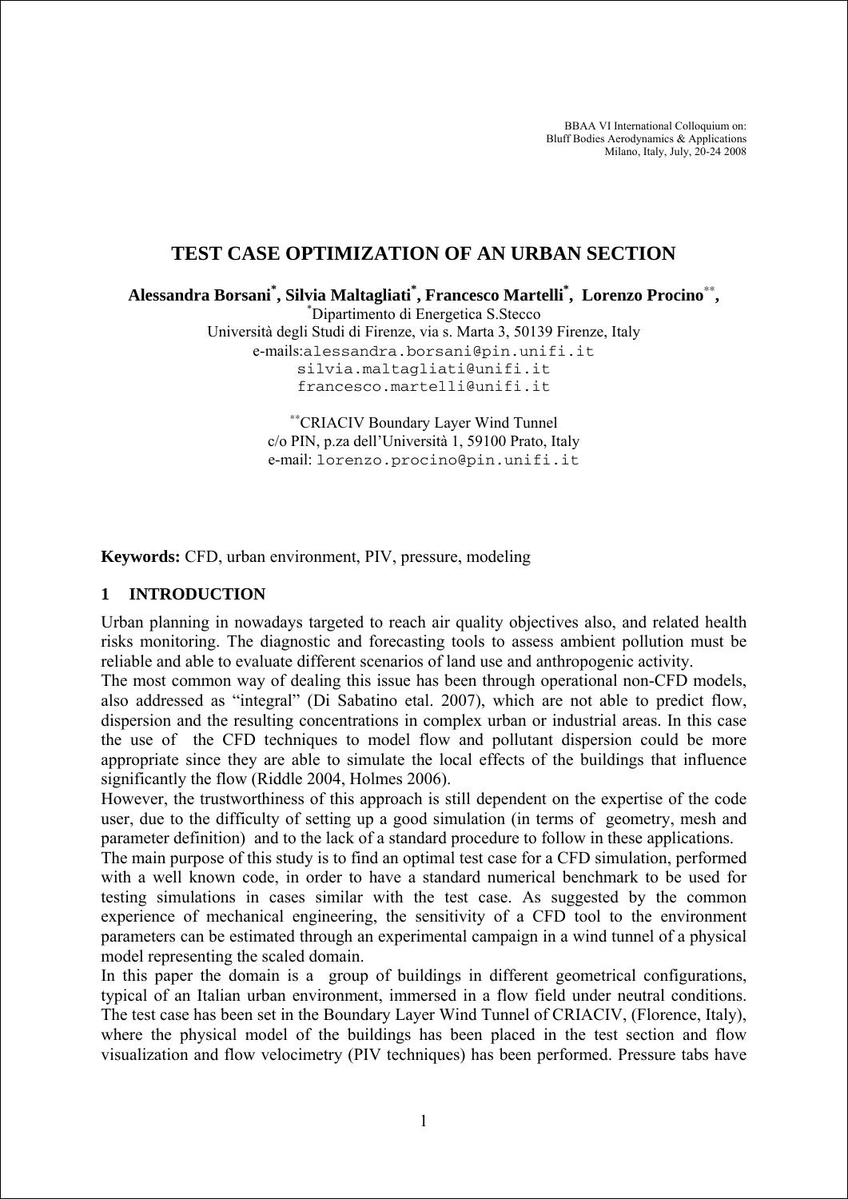BBAA VI International Colloquium on:
Bluff Bodies Aerodynamics & Applications
Milano, Italy, July, 20-24 2008

# TEST CASE OPTIMIZATION OF AN URBAN SECTION

**Alessandra Borsani*, Silvia Maltagliati*, Francesco Martelli*, Lorenzo Procino**,**

*Dipartimento di Energetica S.Stecco
Università degli Studi di Firenze, via s. Marta 3, 50139 Firenze, Italy
e-mails: alessandra.borsani@pin.unifi.it
silvia.maltagliati@unifi.it
francesco.martelli@unifi.it

**CRIACIV Boundary Layer Wind Tunnel
c/o PIN, p.za dell'Università 1, 59100 Prato, Italy
e-mail: lorenzo.procino@pin.unifi.it

**Keywords:** CFD, urban environment, PIV, pressure, modeling

## 1 INTRODUCTION

Urban planning in nowadays targeted to reach air quality objectives also, and related health risks monitoring. The diagnostic and forecasting tools to assess ambient pollution must be reliable and able to evaluate different scenarios of land use and anthropogenic activity.

The most common way of dealing this issue has been through operational non-CFD models, also addressed as "integral" (Di Sabatino etal. 2007), which are not able to predict flow, dispersion and the resulting concentrations in complex urban or industrial areas. In this case the use of the CFD techniques to model flow and pollutant dispersion could be more appropriate since they are able to simulate the local effects of the buildings that influence significantly the flow (Riddle 2004, Holmes 2006).

However, the trustworthiness of this approach is still dependent on the expertise of the code user, due to the difficulty of setting up a good simulation (in terms of geometry, mesh and parameter definition) and to the lack of a standard procedure to follow in these applications.

The main purpose of this study is to find an optimal test case for a CFD simulation, performed with a well known code, in order to have a standard numerical benchmark to be used for testing simulations in cases similar with the test case. As suggested by the common experience of mechanical engineering, the sensitivity of a CFD tool to the environment parameters can be estimated through an experimental campaign in a wind tunnel of a physical model representing the scaled domain.

In this paper the domain is a group of buildings in different geometrical configurations, typical of an Italian urban environment, immersed in a flow field under neutral conditions. The test case has been set in the Boundary Layer Wind Tunnel of CRIACIV, (Florence, Italy), where the physical model of the buildings has been placed in the test section and flow visualization and flow velocimetry (PIV techniques) has been performed. Pressure tabs have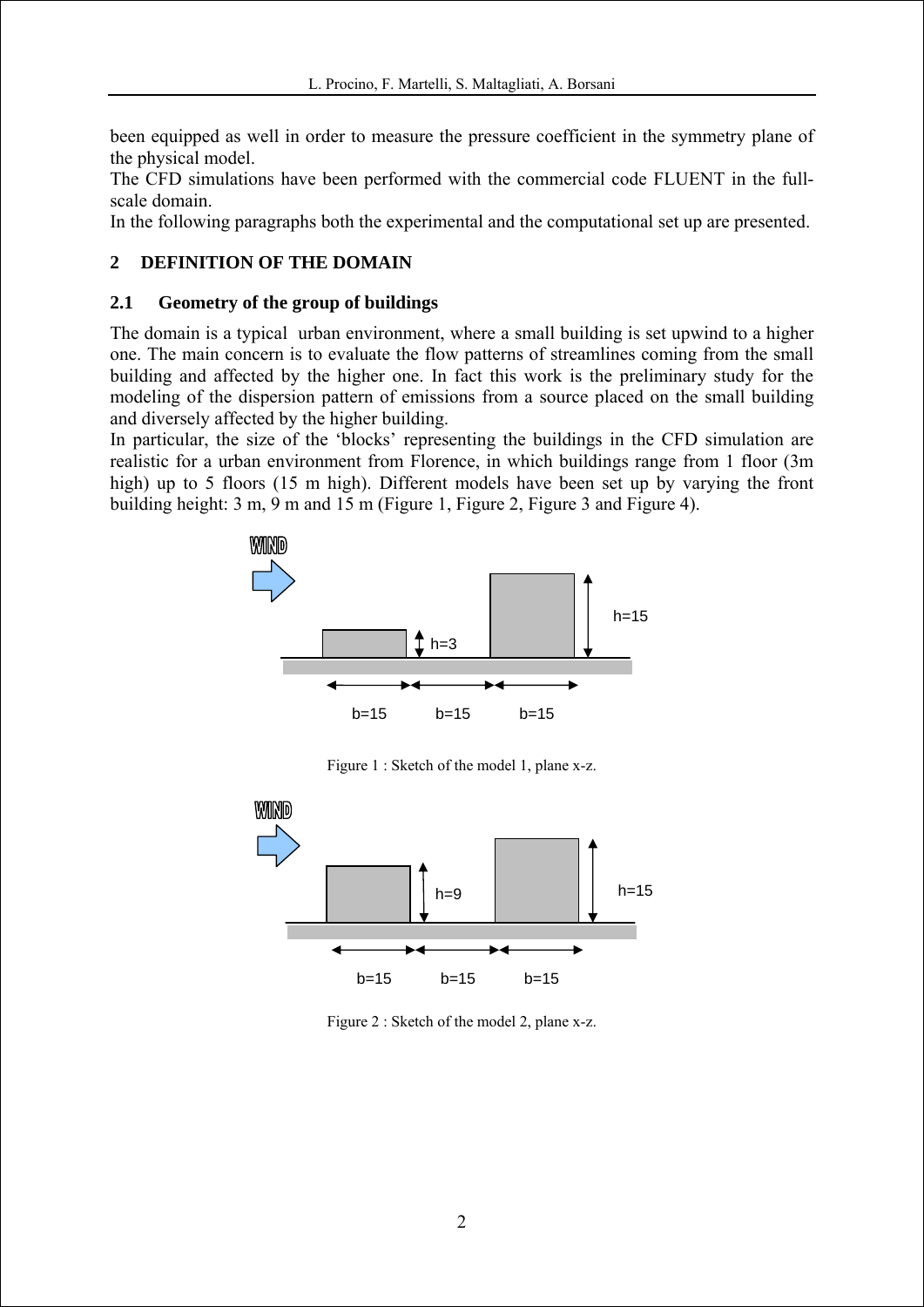been equipped as well in order to measure the pressure coefficient in the symmetry plane of the physical model.
The CFD simulations have been performed with the commercial code FLUENT in the full-scale domain.
In the following paragraphs both the experimental and the computational set up are presented.

## 2 DEFINITION OF THE DOMAIN

### 2.1 Geometry of the group of buildings

The domain is a typical urban environment, where a small building is set upwind to a higher one. The main concern is to evaluate the flow patterns of streamlines coming from the small building and affected by the higher one. In fact this work is the preliminary study for the modeling of the dispersion pattern of emissions from a source placed on the small building and diversely affected by the higher building.
In particular, the size of the 'blocks' representing the buildings in the CFD simulation are realistic for a urban environment from Florence, in which buildings range from 1 floor (3m high) up to 5 floors (15 m high). Different models have been set up by varying the front building height: 3 m, 9 m and 15 m (Figure 1, Figure 2, Figure 3 and Figure 4).

WIND

h=15

h=3

b=15 b=15 b=15

Figure 1 : Sketch of the model 1, plane x-z.

WIND

h=9

h=15

b=15 b=15 b=15

Figure 2 : Sketch of the model 2, plane x-z.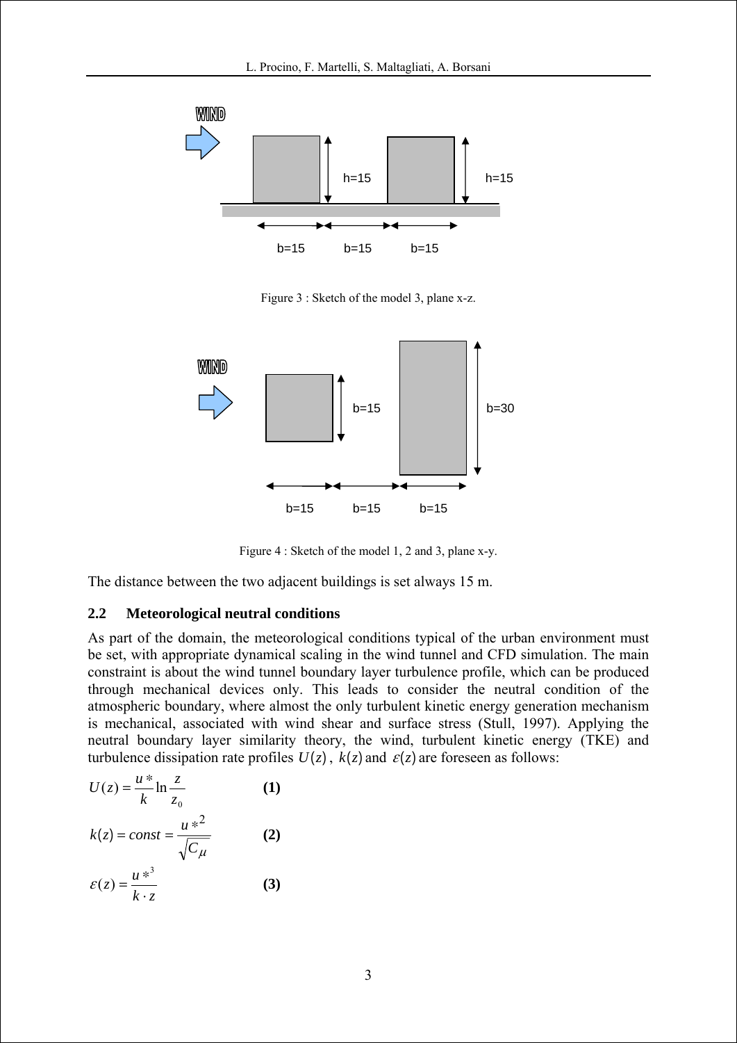Figure 3 : Sketch of the model 3, plane x-z.

Figure 4 : Sketch of the model 1, 2 and 3, plane x-y.

The distance between the two adjacent buildings is set always 15 m.

## 2.2 Meteorological neutral conditions

As part of the domain, the meteorological conditions typical of the urban environment must be set, with appropriate dynamical scaling in the wind tunnel and CFD simulation. The main constraint is about the wind tunnel boundary layer turbulence profile, which can be produced through mechanical devices only. This leads to consider the neutral condition of the atmospheric boundary, where almost the only turbulent kinetic energy generation mechanism is mechanical, associated with wind shear and surface stress (Stull, 1997). Applying the neutral boundary layer similarity theory, the wind, turbulent kinetic energy (TKE) and turbulence dissipation rate profiles $U(z)$, $k(z)$ and $\varepsilon(z)$ are foreseen as follows:

$$U(z) = \frac{u*}{k} \ln \frac{z}{z_0} \qquad \textbf{(1)}$$

$$k(z) = const = \frac{u*^2}{\sqrt{C_\mu}} \qquad \textbf{(2)}$$

$$\varepsilon(z) = \frac{u*^3}{k \cdot z} \qquad \textbf{(3)}$$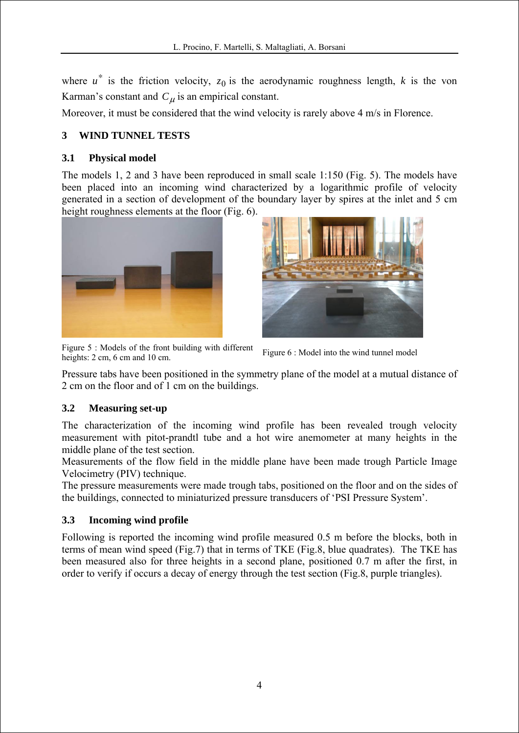where $u^*$ is the friction velocity, $z_0$ is the aerodynamic roughness length, $k$ is the von Karman's constant and $C_\mu$ is an empirical constant.

Moreover, it must be considered that the wind velocity is rarely above 4 m/s in Florence.

## 3 WIND TUNNEL TESTS

### 3.1 Physical model

The models 1, 2 and 3 have been reproduced in small scale 1:150 (Fig. 5). The models have been placed into an incoming wind characterized by a logarithmic profile of velocity generated in a section of development of the boundary layer by spires at the inlet and 5 cm height roughness elements at the floor (Fig. 6).

Figure 5 : Models of the front building with different heights: 2 cm, 6 cm and 10 cm.

Figure 6 : Model into the wind tunnel model

Pressure tabs have been positioned in the symmetry plane of the model at a mutual distance of 2 cm on the floor and of 1 cm on the buildings.

### 3.2 Measuring set-up

The characterization of the incoming wind profile has been revealed trough velocity measurement with pitot-prandtl tube and a hot wire anemometer at many heights in the middle plane of the test section.

Measurements of the flow field in the middle plane have been made trough Particle Image Velocimetry (PIV) technique.

The pressure measurements were made trough tabs, positioned on the floor and on the sides of the buildings, connected to miniaturized pressure transducers of 'PSI Pressure System'.

### 3.3 Incoming wind profile

Following is reported the incoming wind profile measured 0.5 m before the blocks, both in terms of mean wind speed (Fig.7) that in terms of TKE (Fig.8, blue quadrates). The TKE has been measured also for three heights in a second plane, positioned 0.7 m after the first, in order to verify if occurs a decay of energy through the test section (Fig.8, purple triangles).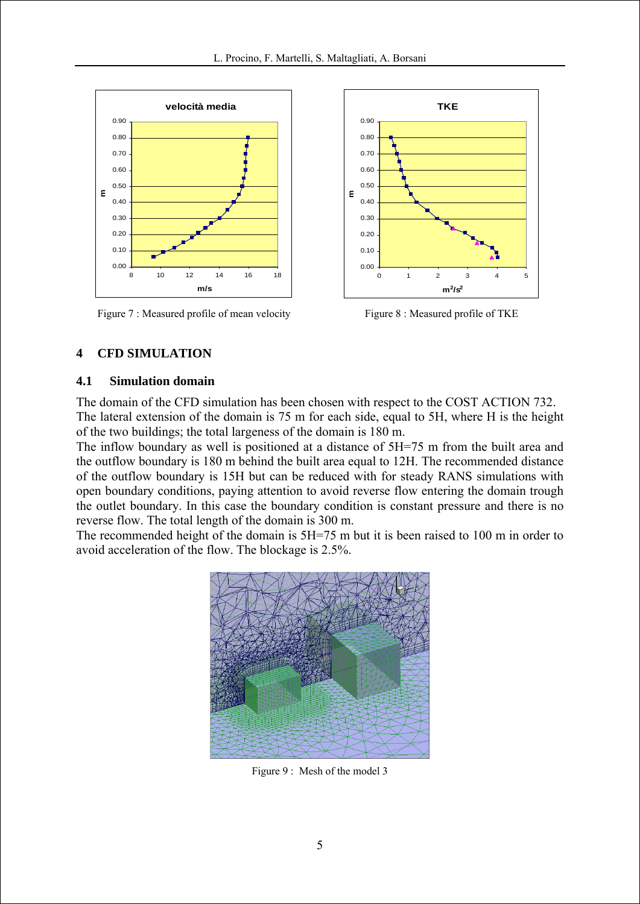Figure 7 : Measured profile of mean velocity

Figure 8 : Measured profile of TKE

## 4 CFD SIMULATION

### 4.1 Simulation domain

The domain of the CFD simulation has been chosen with respect to the COST ACTION 732. The lateral extension of the domain is 75 m for each side, equal to 5H, where H is the height of the two buildings; the total largeness of the domain is 180 m.

The inflow boundary as well is positioned at a distance of 5H=75 m from the built area and the outflow boundary is 180 m behind the built area equal to 12H. The recommended distance of the outflow boundary is 15H but can be reduced with for steady RANS simulations with open boundary conditions, paying attention to avoid reverse flow entering the domain trough the outlet boundary. In this case the boundary condition is constant pressure and there is no reverse flow. The total length of the domain is 300 m.

The recommended height of the domain is 5H=75 m but it is been raised to 100 m in order to avoid acceleration of the flow. The blockage is 2.5%.

Figure 9 : Mesh of the model 3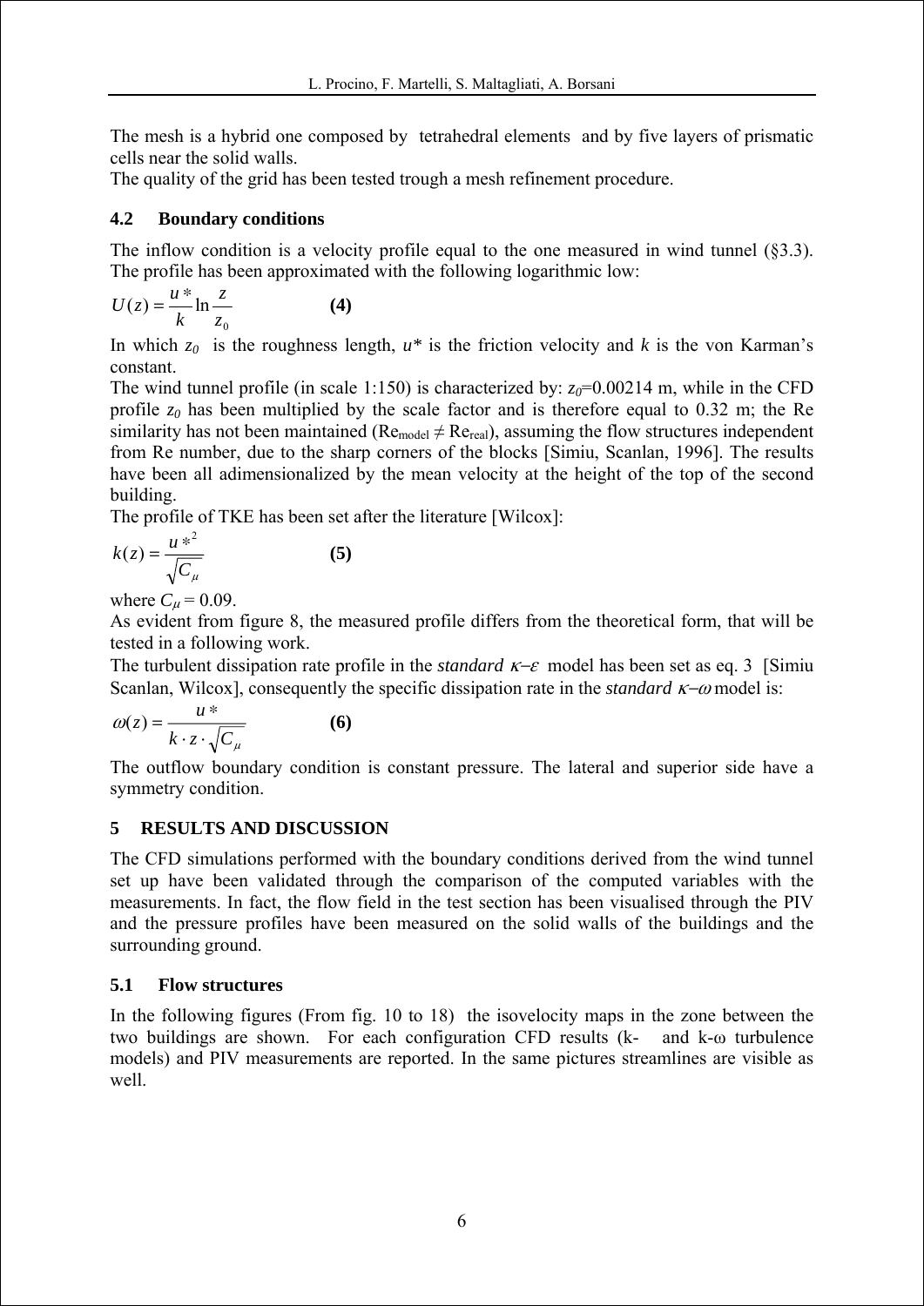The mesh is a hybrid one composed by tetrahedral elements and by five layers of prismatic cells near the solid walls.

The quality of the grid has been tested trough a mesh refinement procedure.

### 4.2 Boundary conditions

The inflow condition is a velocity profile equal to the one measured in wind tunnel (§3.3). The profile has been approximated with the following logarithmic low:

$$U(z) = \frac{u^*}{k} \ln \frac{z}{z_0} \qquad \textbf{(4)}$$

In which $z_0$ is the roughness length, $u^*$ is the friction velocity and $k$ is the von Karman's constant.

The wind tunnel profile (in scale 1:150) is characterized by: $z_0$=0.00214 m, while in the CFD profile $z_0$ has been multiplied by the scale factor and is therefore equal to 0.32 m; the Re similarity has not been maintained ($Re_{model} \neq Re_{real}$), assuming the flow structures independent from Re number, due to the sharp corners of the blocks [Simiu, Scanlan, 1996]. The results have been all adimensionalized by the mean velocity at the height of the top of the second building.

The profile of TKE has been set after the literature [Wilcox]:

$$k(z) = \frac{u^{*2}}{\sqrt{C_\mu}} \qquad \textbf{(5)}$$

where $C_\mu = 0.09$.

As evident from figure 8, the measured profile differs from the theoretical form, that will be tested in a following work.

The turbulent dissipation rate profile in the *standard* $\kappa\text{–}\varepsilon$ model has been set as eq. 3 [Simiu Scanlan, Wilcox], consequently the specific dissipation rate in the *standard* $\kappa\text{–}\omega$ model is:

$$\omega(z) = \frac{u^*}{k \cdot z \cdot \sqrt{C_\mu}} \qquad \textbf{(6)}$$

The outflow boundary condition is constant pressure. The lateral and superior side have a symmetry condition.

## 5 RESULTS AND DISCUSSION

The CFD simulations performed with the boundary conditions derived from the wind tunnel set up have been validated through the comparison of the computed variables with the measurements. In fact, the flow field in the test section has been visualised through the PIV and the pressure profiles have been measured on the solid walls of the buildings and the surrounding ground.

### 5.1 Flow structures

In the following figures (From fig. 10 to 18) the isovelocity maps in the zone between the two buildings are shown. For each configuration CFD results (k- and k-ω turbulence models) and PIV measurements are reported. In the same pictures streamlines are visible as well.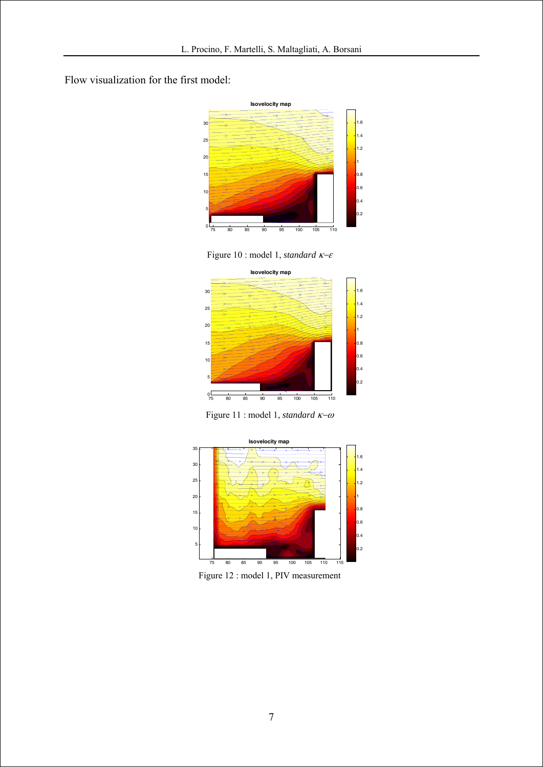Flow visualization for the first model:

Figure 10 : model 1, *standard* $\kappa$–$\varepsilon$

Figure 11 : model 1, *standard* $\kappa$–$\omega$

Figure 12 : model 1, PIV measurement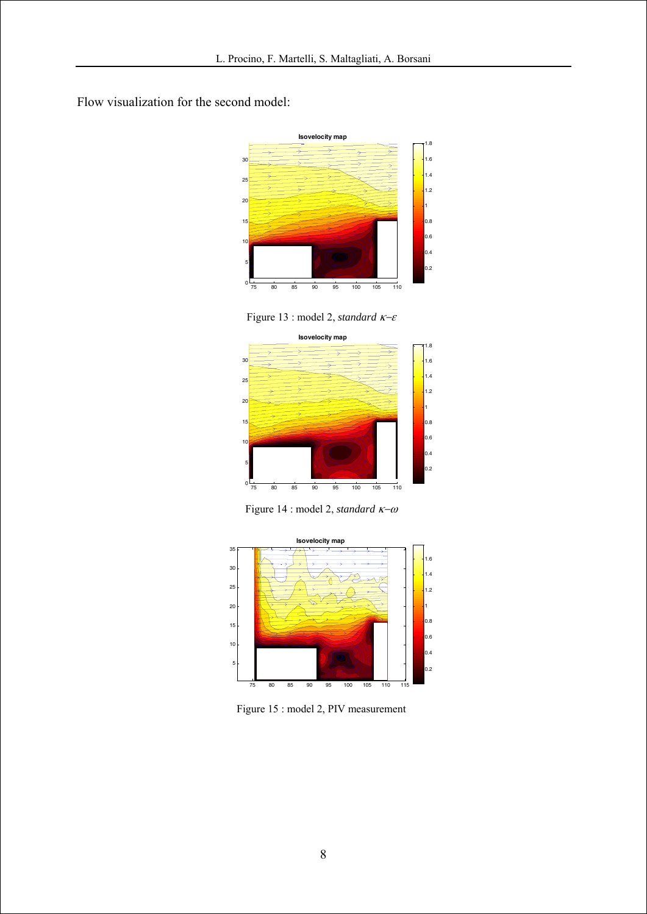Flow visualization for the second model:

Figure 13 : model 2, *standard* $\kappa-\varepsilon$

Figure 14 : model 2, *standard* $\kappa-\omega$

Figure 15 : model 2, PIV measurement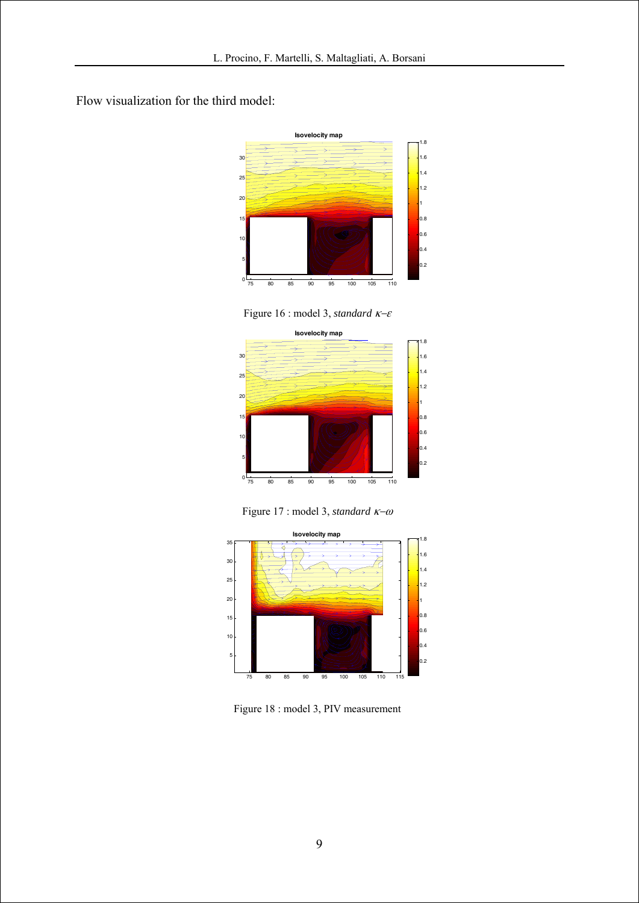Flow visualization for the third model:

Figure 16 : model 3, *standard* $\kappa$–$\varepsilon$

Figure 17 : model 3, *standard* $\kappa$–$\omega$

Figure 18 : model 3, PIV measurement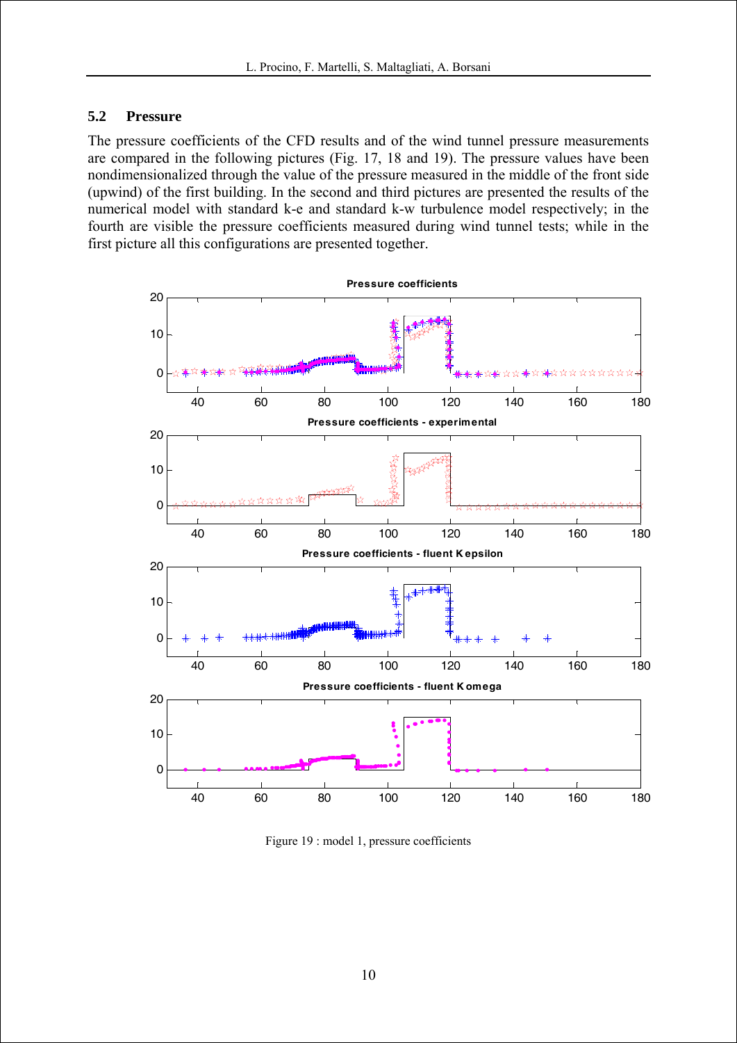### 5.2 Pressure

The pressure coefficients of the CFD results and of the wind tunnel pressure measurements are compared in the following pictures (Fig. 17, 18 and 19). The pressure values have been nondimensionalized through the value of the pressure measured in the middle of the front side (upwind) of the first building. In the second and third pictures are presented the results of the numerical model with standard k-e and standard k-w turbulence model respectively; in the fourth are visible the pressure coefficients measured during wind tunnel tests; while in the first picture all this configurations are presented together.

Figure 19 : model 1, pressure coefficients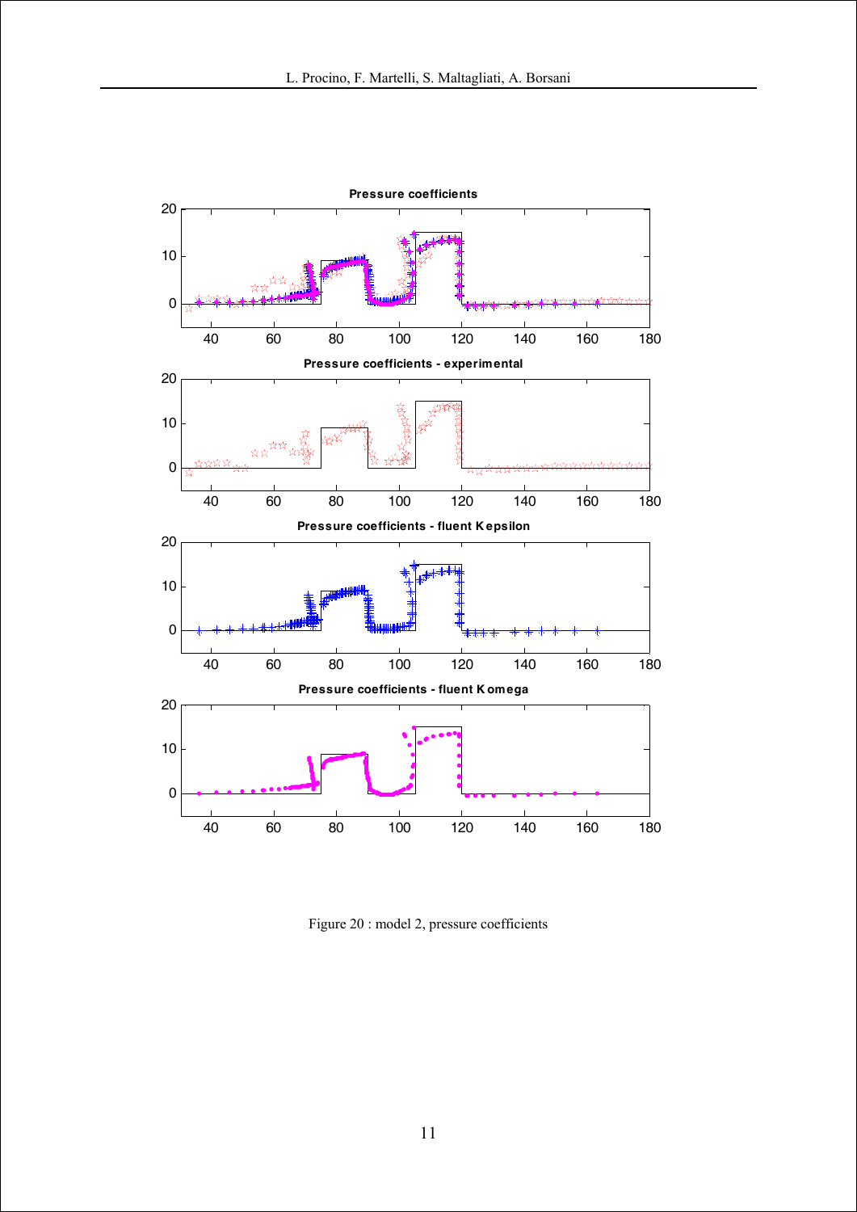Figure 20 : model 2, pressure coefficients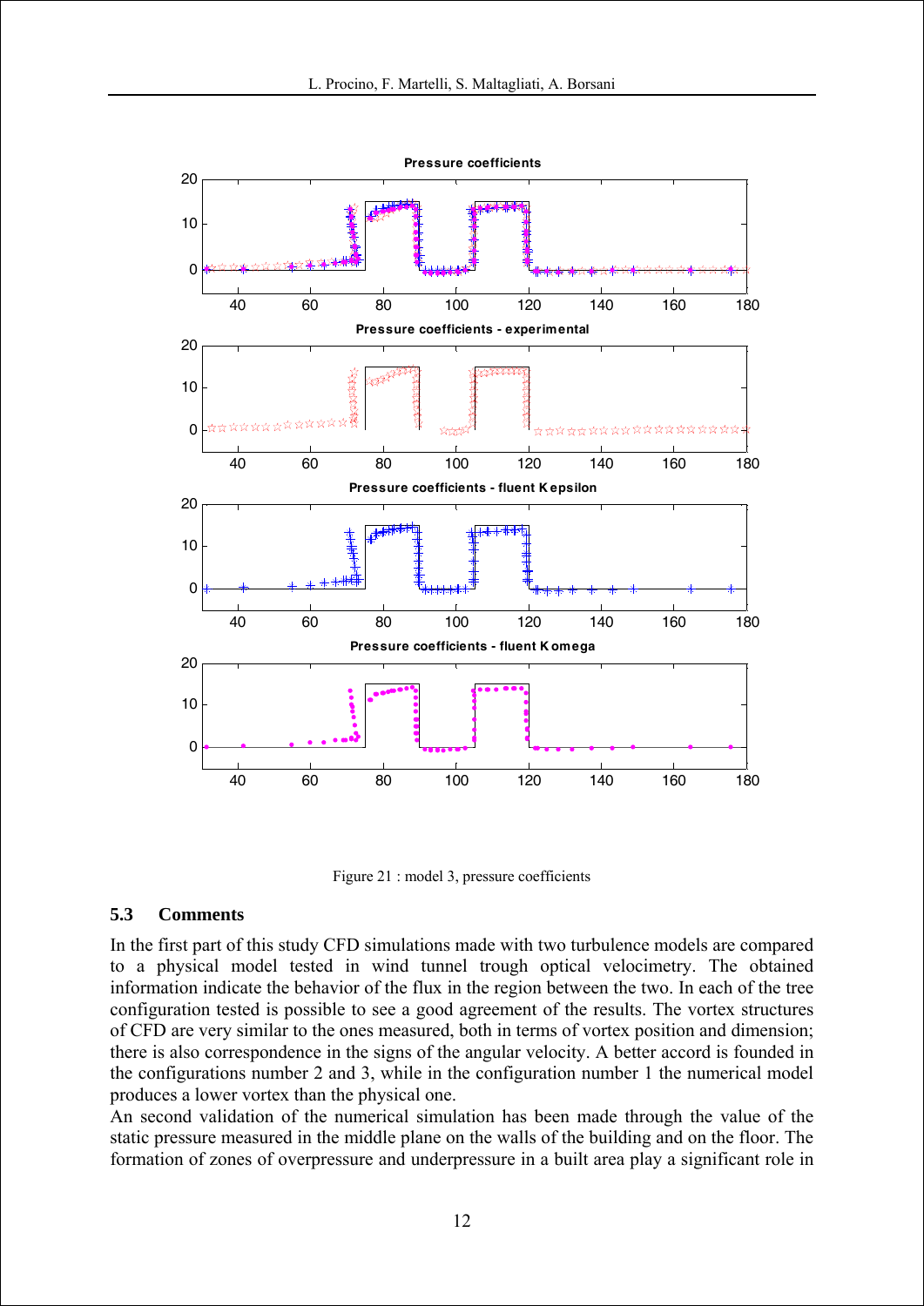Figure 21 : model 3, pressure coefficients

### 5.3 Comments

In the first part of this study CFD simulations made with two turbulence models are compared to a physical model tested in wind tunnel trough optical velocimetry. The obtained information indicate the behavior of the flux in the region between the two. In each of the tree configuration tested is possible to see a good agreement of the results. The vortex structures of CFD are very similar to the ones measured, both in terms of vortex position and dimension; there is also correspondence in the signs of the angular velocity. A better accord is founded in the configurations number 2 and 3, while in the configuration number 1 the numerical model produces a lower vortex than the physical one.

An second validation of the numerical simulation has been made through the value of the static pressure measured in the middle plane on the walls of the building and on the floor. The formation of zones of overpressure and underpressure in a built area play a significant role in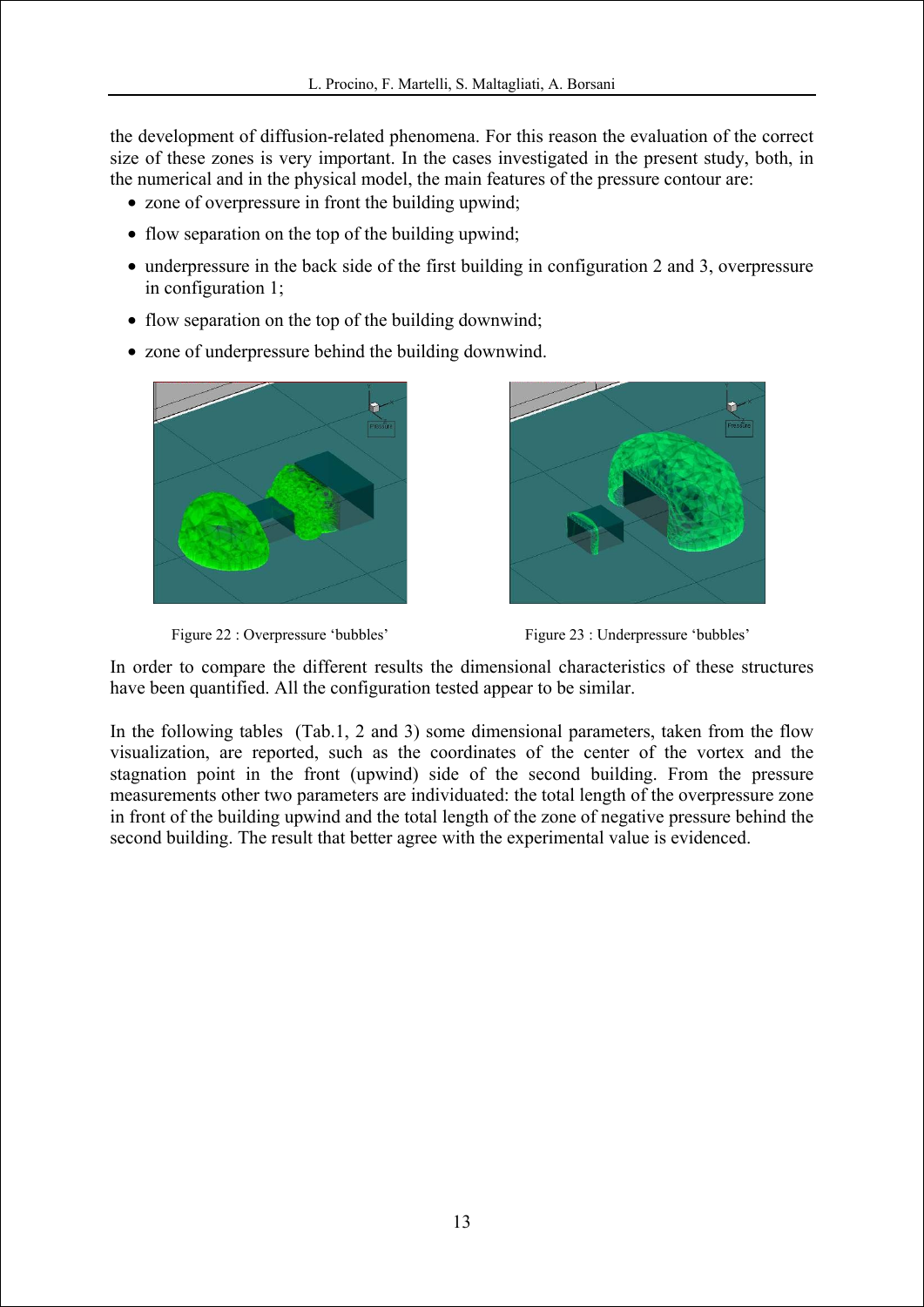the development of diffusion-related phenomena. For this reason the evaluation of the correct size of these zones is very important. In the cases investigated in the present study, both, in the numerical and in the physical model, the main features of the pressure contour are:

- zone of overpressure in front the building upwind;
- flow separation on the top of the building upwind;
- underpressure in the back side of the first building in configuration 2 and 3, overpressure in configuration 1;
- flow separation on the top of the building downwind;
- zone of underpressure behind the building downwind.

Figure 22 : Overpressure 'bubbles'

Figure 23 : Underpressure 'bubbles'

In order to compare the different results the dimensional characteristics of these structures have been quantified. All the configuration tested appear to be similar.

In the following tables (Tab.1, 2 and 3) some dimensional parameters, taken from the flow visualization, are reported, such as the coordinates of the center of the vortex and the stagnation point in the front (upwind) side of the second building. From the pressure measurements other two parameters are individuated: the total length of the overpressure zone in front of the building upwind and the total length of the zone of negative pressure behind the second building. The result that better agree with the experimental value is evidenced.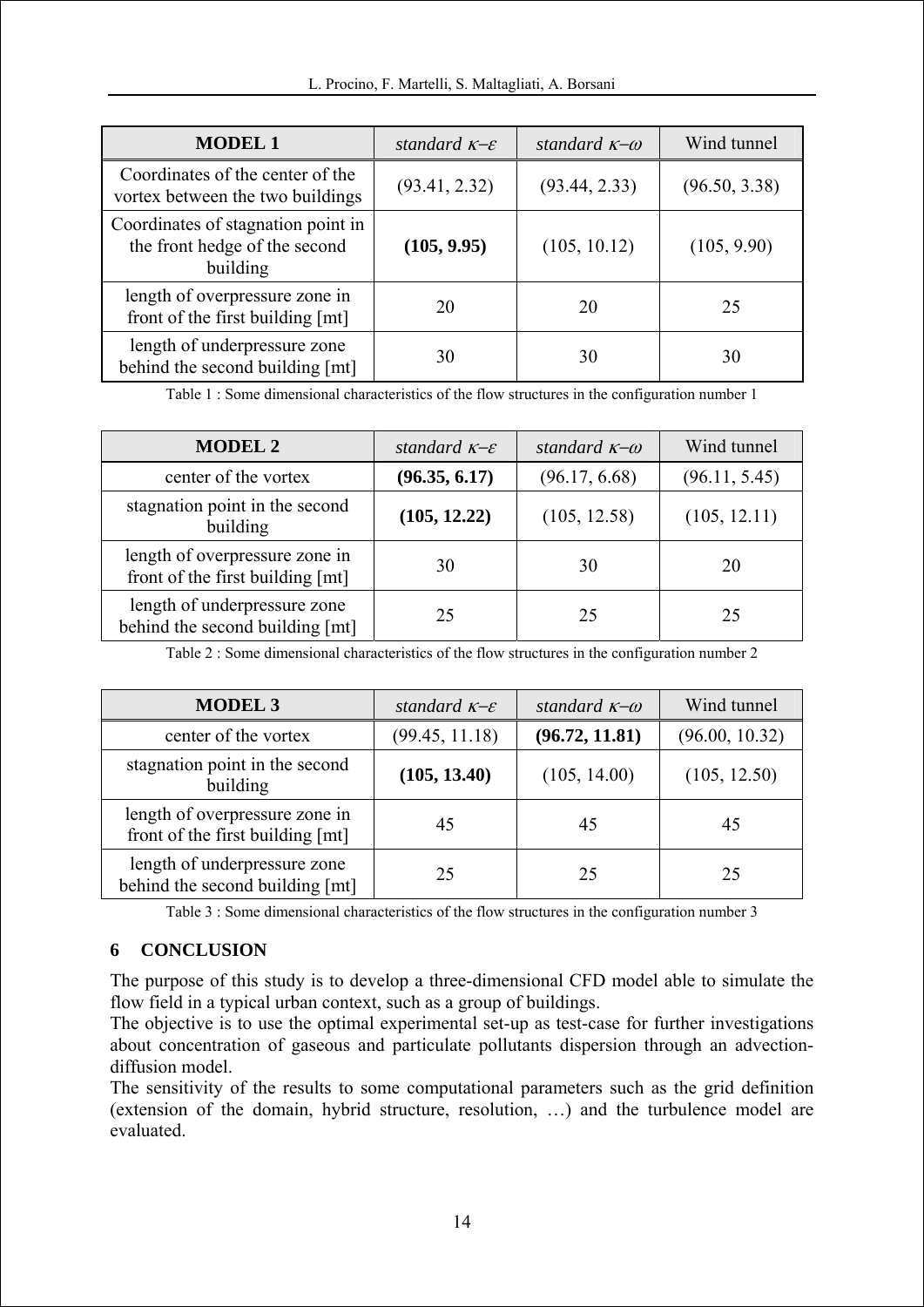| **MODEL 1** | *standard κ–ε* | *standard κ–ω* | Wind tunnel |
|---|---|---|---|
| Coordinates of the center of the vortex between the two buildings | (93.41, 2.32) | (93.44, 2.33) | (96.50, 3.38) |
| Coordinates of stagnation point in the front hedge of the second building | **(105, 9.95)** | (105, 10.12) | (105, 9.90) |
| length of overpressure zone in front of the first building [mt] | 20 | 20 | 25 |
| length of underpressure zone behind the second building [mt] | 30 | 30 | 30 |

Table 1 : Some dimensional characteristics of the flow structures in the configuration number 1

| **MODEL 2** | *standard κ–ε* | *standard κ–ω* | Wind tunnel |
|---|---|---|---|
| center of the vortex | **(96.35, 6.17)** | (96.17, 6.68) | (96.11, 5.45) |
| stagnation point in the second building | **(105, 12.22)** | (105, 12.58) | (105, 12.11) |
| length of overpressure zone in front of the first building [mt] | 30 | 30 | 20 |
| length of underpressure zone behind the second building [mt] | 25 | 25 | 25 |

Table 2 : Some dimensional characteristics of the flow structures in the configuration number 2

| **MODEL 3** | *standard κ–ε* | *standard κ–ω* | Wind tunnel |
|---|---|---|---|
| center of the vortex | (99.45, 11.18) | **(96.72, 11.81)** | (96.00, 10.32) |
| stagnation point in the second building | **(105, 13.40)** | (105, 14.00) | (105, 12.50) |
| length of overpressure zone in front of the first building [mt] | 45 | 45 | 45 |
| length of underpressure zone behind the second building [mt] | 25 | 25 | 25 |

Table 3 : Some dimensional characteristics of the flow structures in the configuration number 3

## 6 CONCLUSION

The purpose of this study is to develop a three-dimensional CFD model able to simulate the flow field in a typical urban context, such as a group of buildings.
The objective is to use the optimal experimental set-up as test-case for further investigations about concentration of gaseous and particulate pollutants dispersion through an advection-diffusion model.
The sensitivity of the results to some computational parameters such as the grid definition (extension of the domain, hybrid structure, resolution, …) and the turbulence model are evaluated.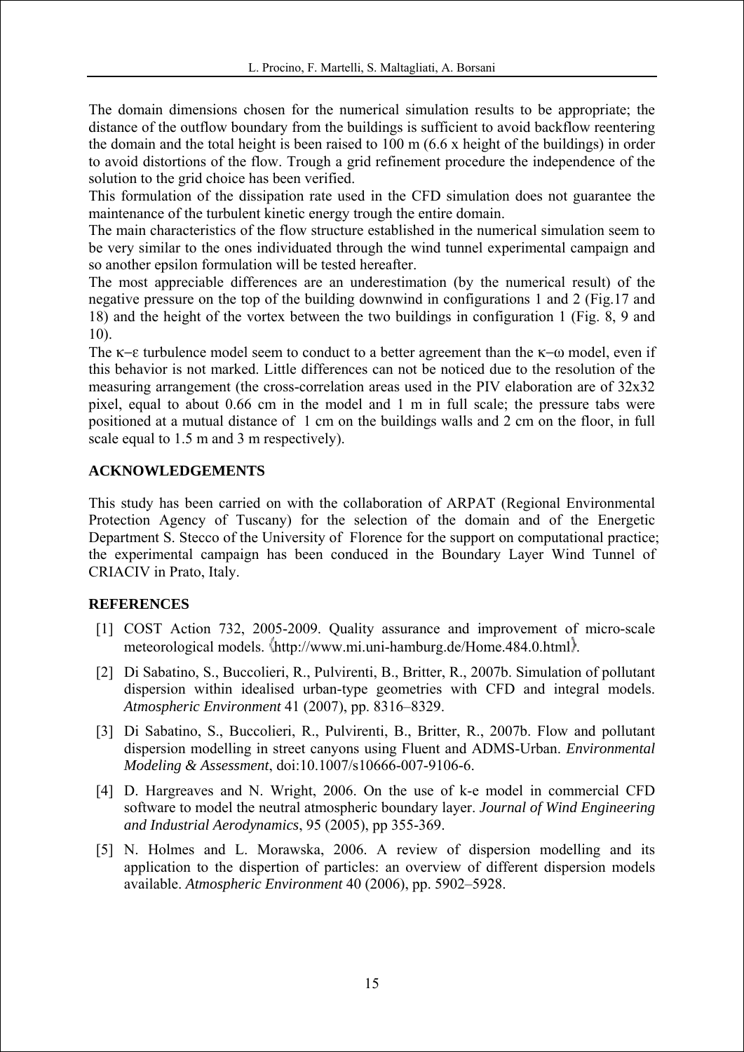The domain dimensions chosen for the numerical simulation results to be appropriate; the distance of the outflow boundary from the buildings is sufficient to avoid backflow reentering the domain and the total height is been raised to 100 m (6.6 x height of the buildings) in order to avoid distortions of the flow. Trough a grid refinement procedure the independence of the solution to the grid choice has been verified.

This formulation of the dissipation rate used in the CFD simulation does not guarantee the maintenance of the turbulent kinetic energy trough the entire domain.

The main characteristics of the flow structure established in the numerical simulation seem to be very similar to the ones individuated through the wind tunnel experimental campaign and so another epsilon formulation will be tested hereafter.

The most appreciable differences are an underestimation (by the numerical result) of the negative pressure on the top of the building downwind in configurations 1 and 2 (Fig.17 and 18) and the height of the vortex between the two buildings in configuration 1 (Fig. 8, 9 and 10).

The $\kappa-\varepsilon$ turbulence model seem to conduct to a better agreement than the $\kappa-\omega$ model, even if this behavior is not marked. Little differences can not be noticed due to the resolution of the measuring arrangement (the cross-correlation areas used in the PIV elaboration are of 32x32 pixel, equal to about 0.66 cm in the model and 1 m in full scale; the pressure tabs were positioned at a mutual distance of 1 cm on the buildings walls and 2 cm on the floor, in full scale equal to 1.5 m and 3 m respectively).

## ACKNOWLEDGEMENTS

This study has been carried on with the collaboration of ARPAT (Regional Environmental Protection Agency of Tuscany) for the selection of the domain and of the Energetic Department S. Stecco of the University of Florence for the support on computational practice; the experimental campaign has been conduced in the Boundary Layer Wind Tunnel of CRIACIV in Prato, Italy.

## REFERENCES

[1] COST Action 732, 2005-2009. Quality assurance and improvement of micro-scale meteorological models. 〈http://www.mi.uni-hamburg.de/Home.484.0.html〉.

[2] Di Sabatino, S., Buccolieri, R., Pulvirenti, B., Britter, R., 2007b. Simulation of pollutant dispersion within idealised urban-type geometries with CFD and integral models. *Atmospheric Environment* 41 (2007), pp. 8316–8329.

[3] Di Sabatino, S., Buccolieri, R., Pulvirenti, B., Britter, R., 2007b. Flow and pollutant dispersion modelling in street canyons using Fluent and ADMS-Urban. *Environmental Modeling & Assessment*, doi:10.1007/s10666-007-9106-6.

[4] D. Hargreaves and N. Wright, 2006. On the use of k-e model in commercial CFD software to model the neutral atmospheric boundary layer. *Journal of Wind Engineering and Industrial Aerodynamics*, 95 (2005), pp 355-369.

[5] N. Holmes and L. Morawska, 2006. A review of dispersion modelling and its application to the dispertion of particles: an overview of different dispersion models available. *Atmospheric Environment* 40 (2006), pp. 5902–5928.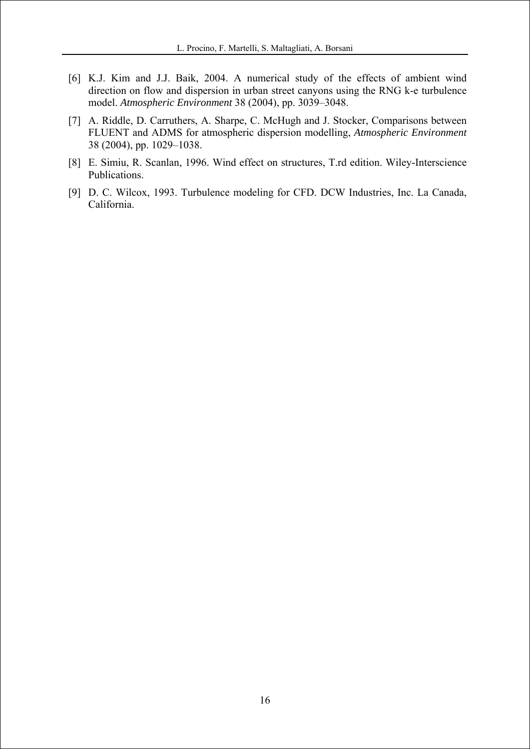[6] K.J. Kim and J.J. Baik, 2004. A numerical study of the effects of ambient wind direction on flow and dispersion in urban street canyons using the RNG k-e turbulence model. *Atmospheric Environment* 38 (2004), pp. 3039–3048.

[7] A. Riddle, D. Carruthers, A. Sharpe, C. McHugh and J. Stocker, Comparisons between FLUENT and ADMS for atmospheric dispersion modelling, *Atmospheric Environment* 38 (2004), pp. 1029–1038.

[8] E. Simiu, R. Scanlan, 1996. Wind effect on structures, T.rd edition. Wiley-Interscience Publications.

[9] D. C. Wilcox, 1993. Turbulence modeling for CFD. DCW Industries, Inc. La Canada, California.